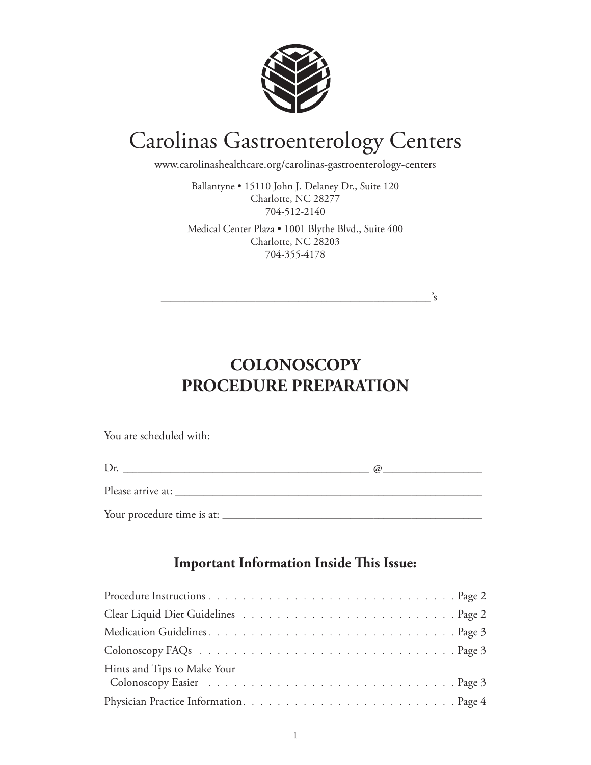# Carolinas Gastroenterology Centers

www.carolinashealthcare.org/carolinas-gastroenterology-centers

Ballantyne • 15110 John J. Delaney Dr., Suite 120
Charlotte, NC 28277
704-512-2140

Medical Center Plaza • 1001 Blythe Blvd., Suite 400
Charlotte, NC 28203
704-355-4178

_______________________________________________'s

## COLONOSCOPY PROCEDURE PREPARATION

You are scheduled with:

Dr. _________________________________________ @_________________

Please arrive at: ________________________________________________

Your procedure time is at: _________________________________________

### Important Information Inside This Issue:

Procedure Instructions . . . . . . . . . . . . . . . . . . . . . . . . . . . . . . Page 2
Clear Liquid Diet Guidelines . . . . . . . . . . . . . . . . . . . . . . . . . Page 2
Medication Guidelines . . . . . . . . . . . . . . . . . . . . . . . . . . . . . . Page 3
Colonoscopy FAQs . . . . . . . . . . . . . . . . . . . . . . . . . . . . . . . . Page 3
Hints and Tips to Make Your Colonoscopy Easier . . . . . . . . . . . . . . . . . . . . . . . . . . . . . . Page 3
Physician Practice Information . . . . . . . . . . . . . . . . . . . . . . . . . Page 4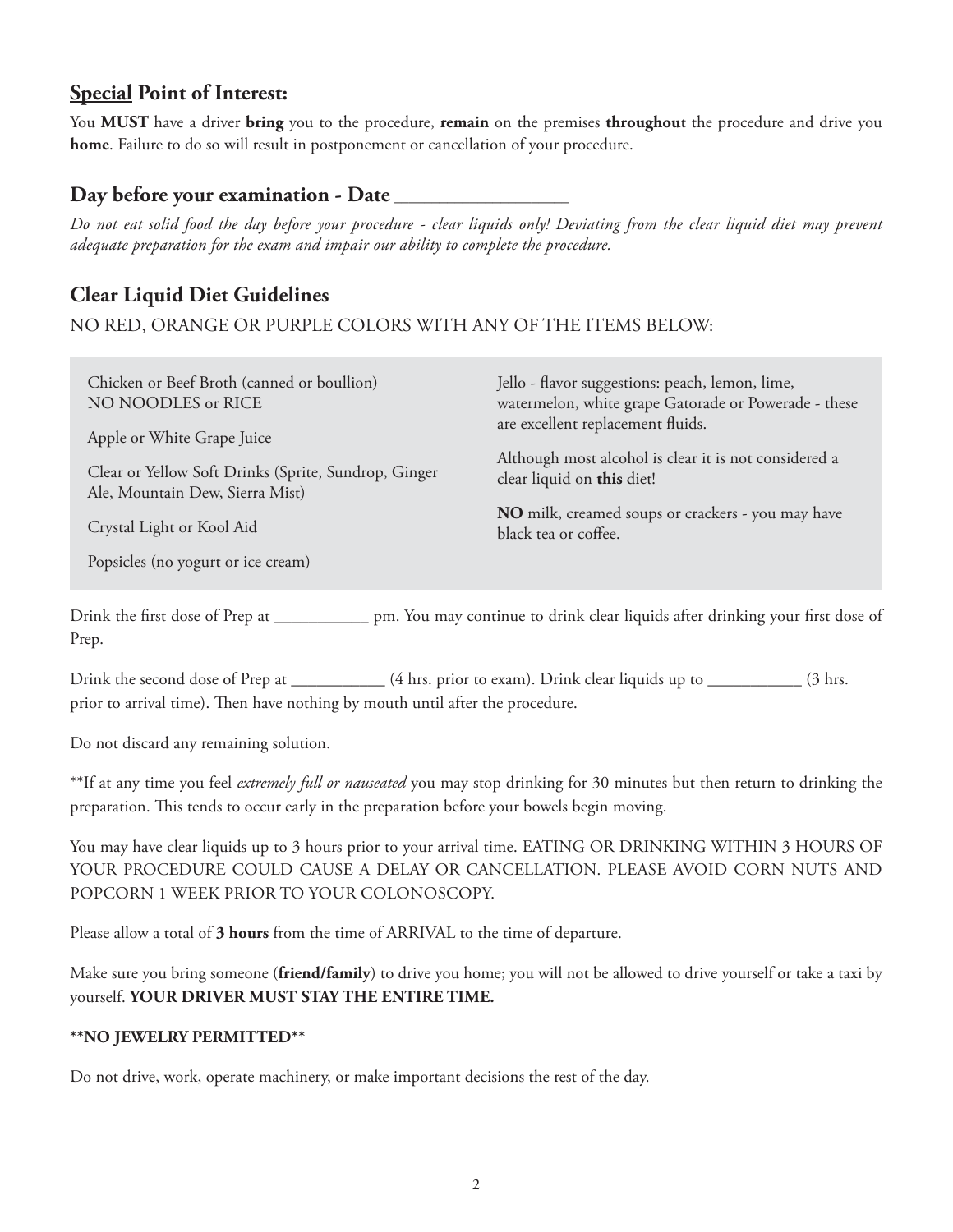## <u>Special</u> Point of Interest:

You **MUST** have a driver **bring** you to the procedure, **remain** on the premises **throughou**t the procedure and drive you **home**. Failure to do so will result in postponement or cancellation of your procedure.

## Day before your examination - Date ________________

*Do not eat solid food the day before your procedure - clear liquids only! Deviating from the clear liquid diet may prevent adequate preparation for the exam and impair our ability to complete the procedure.*

## Clear Liquid Diet Guidelines

NO RED, ORANGE OR PURPLE COLORS WITH ANY OF THE ITEMS BELOW:

Chicken or Beef Broth (canned or boullion)
NO NOODLES or RICE

Apple or White Grape Juice

Clear or Yellow Soft Drinks (Sprite, Sundrop, Ginger Ale, Mountain Dew, Sierra Mist)

Crystal Light or Kool Aid

Popsicles (no yogurt or ice cream)

Jello - flavor suggestions: peach, lemon, lime, watermelon, white grape Gatorade or Powerade - these are excellent replacement fluids.

Although most alcohol is clear it is not considered a clear liquid on **this** diet!

**NO** milk, creamed soups or crackers - you may have black tea or coffee.

Drink the first dose of Prep at __________ pm. You may continue to drink clear liquids after drinking your first dose of Prep.

Drink the second dose of Prep at __________ (4 hrs. prior to exam). Drink clear liquids up to __________ (3 hrs. prior to arrival time). Then have nothing by mouth until after the procedure.

Do not discard any remaining solution.

**If at any time you feel *extremely full or nauseated* you may stop drinking for 30 minutes but then return to drinking the preparation. This tends to occur early in the preparation before your bowels begin moving.

You may have clear liquids up to 3 hours prior to your arrival time. EATING OR DRINKING WITHIN 3 HOURS OF YOUR PROCEDURE COULD CAUSE A DELAY OR CANCELLATION. PLEASE AVOID CORN NUTS AND POPCORN 1 WEEK PRIOR TO YOUR COLONOSCOPY.

Please allow a total of **3 hours** from the time of ARRIVAL to the time of departure.

Make sure you bring someone (**friend/family**) to drive you home; you will not be allowed to drive yourself or take a taxi by yourself. **YOUR DRIVER MUST STAY THE ENTIRE TIME.**

****NO JEWELRY PERMITTED****

Do not drive, work, operate machinery, or make important decisions the rest of the day.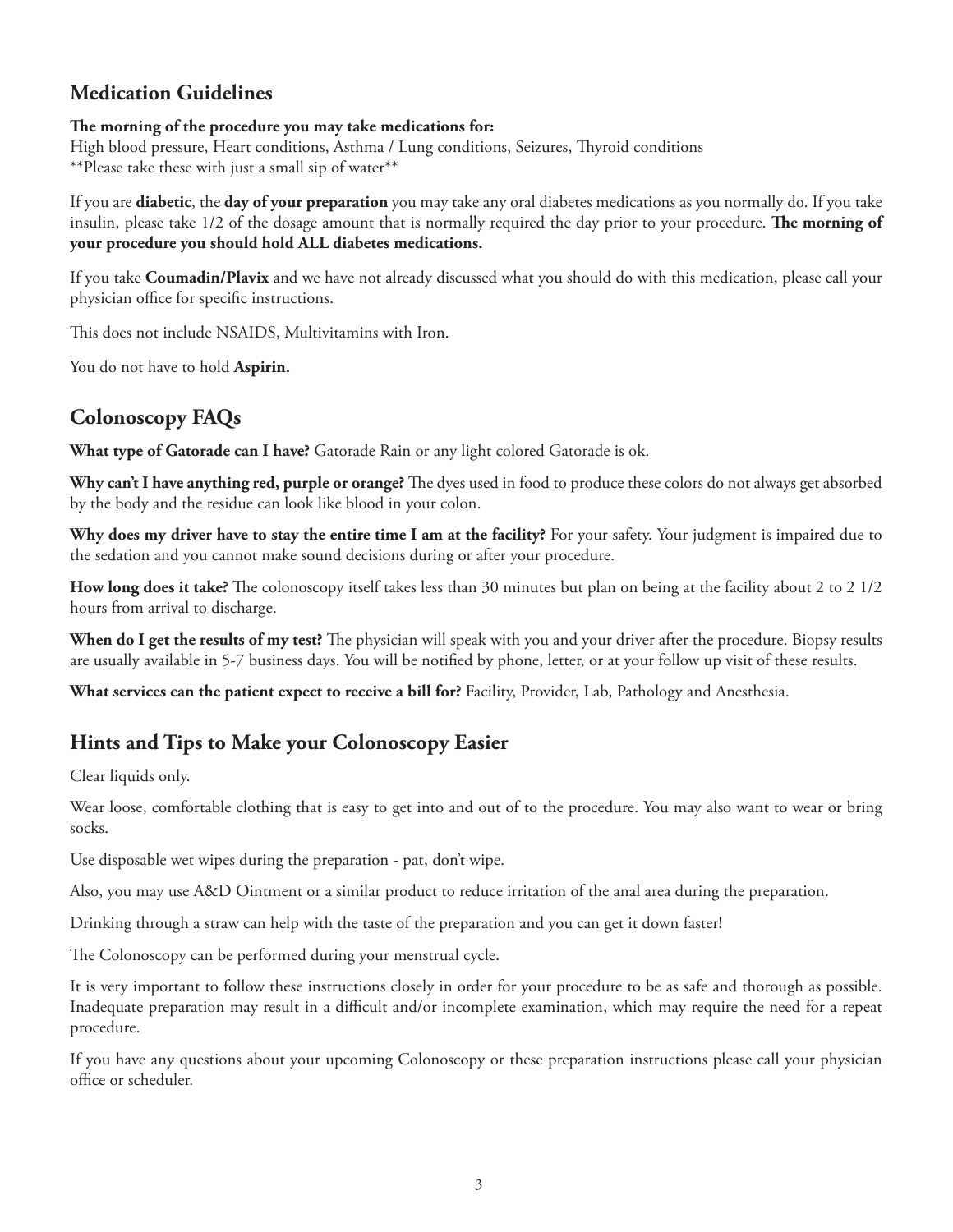## Medication Guidelines

**The morning of the procedure you may take medications for:**
High blood pressure, Heart conditions, Asthma / Lung conditions, Seizures, Thyroid conditions
**Please take these with just a small sip of water**

If you are **diabetic**, the **day of your preparation** you may take any oral diabetes medications as you normally do. If you take insulin, please take 1/2 of the dosage amount that is normally required the day prior to your procedure. **The morning of your procedure you should hold ALL diabetes medications.**

If you take **Coumadin/Plavix** and we have not already discussed what you should do with this medication, please call your physician office for specific instructions.

This does not include NSAIDS, Multivitamins with Iron.

You do not have to hold **Aspirin.**

## Colonoscopy FAQs

**What type of Gatorade can I have?** Gatorade Rain or any light colored Gatorade is ok.

**Why can't I have anything red, purple or orange?** The dyes used in food to produce these colors do not always get absorbed by the body and the residue can look like blood in your colon.

**Why does my driver have to stay the entire time I am at the facility?** For your safety. Your judgment is impaired due to the sedation and you cannot make sound decisions during or after your procedure.

**How long does it take?** The colonoscopy itself takes less than 30 minutes but plan on being at the facility about 2 to 2 1/2 hours from arrival to discharge.

**When do I get the results of my test?** The physician will speak with you and your driver after the procedure. Biopsy results are usually available in 5-7 business days. You will be notified by phone, letter, or at your follow up visit of these results.

**What services can the patient expect to receive a bill for?** Facility, Provider, Lab, Pathology and Anesthesia.

## Hints and Tips to Make your Colonoscopy Easier

Clear liquids only.

Wear loose, comfortable clothing that is easy to get into and out of to the procedure. You may also want to wear or bring socks.

Use disposable wet wipes during the preparation - pat, don't wipe.

Also, you may use A&D Ointment or a similar product to reduce irritation of the anal area during the preparation.

Drinking through a straw can help with the taste of the preparation and you can get it down faster!

The Colonoscopy can be performed during your menstrual cycle.

It is very important to follow these instructions closely in order for your procedure to be as safe and thorough as possible. Inadequate preparation may result in a difficult and/or incomplete examination, which may require the need for a repeat procedure.

If you have any questions about your upcoming Colonoscopy or these preparation instructions please call your physician office or scheduler.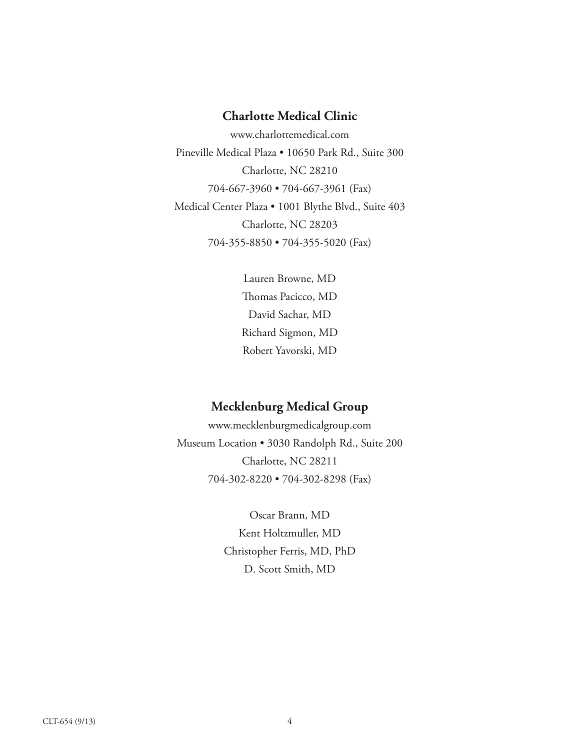## Charlotte Medical Clinic

www.charlottemedical.com

Pineville Medical Plaza • 10650 Park Rd., Suite 300

Charlotte, NC 28210

704-667-3960 • 704-667-3961 (Fax)

Medical Center Plaza • 1001 Blythe Blvd., Suite 403

Charlotte, NC 28203

704-355-8850 • 704-355-5020 (Fax)

Lauren Browne, MD

Thomas Pacicco, MD

David Sachar, MD

Richard Sigmon, MD

Robert Yavorski, MD

## Mecklenburg Medical Group

www.mecklenburgmedicalgroup.com

Museum Location • 3030 Randolph Rd., Suite 200

Charlotte, NC 28211

704-302-8220 • 704-302-8298 (Fax)

Oscar Brann, MD

Kent Holtzmuller, MD

Christopher Ferris, MD, PhD

D. Scott Smith, MD

CLT-654 (9/13)